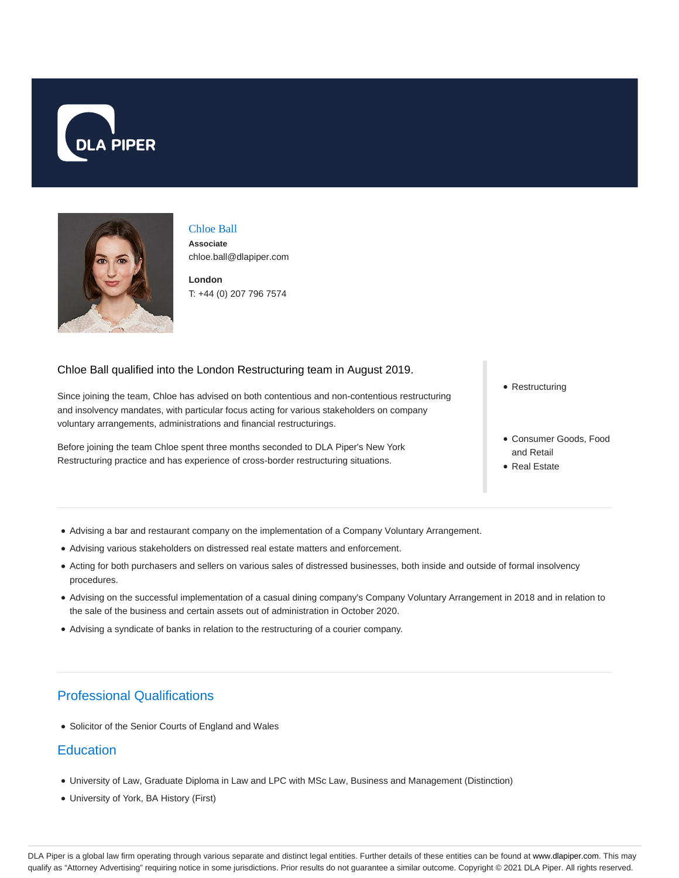# Chloe Ball

**Associate**
chloe.ball@dlapiper.com

**London**
T: +44 (0) 207 796 7574

Chloe Ball qualified into the London Restructuring team in August 2019.

Since joining the team, Chloe has advised on both contentious and non-contentious restructuring and insolvency mandates, with particular focus acting for various stakeholders on company voluntary arrangements, administrations and financial restructurings.

Before joining the team Chloe spent three months seconded to DLA Piper's New York Restructuring practice and has experience of cross-border restructuring situations.

- Restructuring

- Consumer Goods, Food and Retail
- Real Estate

---

- Advising a bar and restaurant company on the implementation of a Company Voluntary Arrangement.
- Advising various stakeholders on distressed real estate matters and enforcement.
- Acting for both purchasers and sellers on various sales of distressed businesses, both inside and outside of formal insolvency procedures.
- Advising on the successful implementation of a casual dining company's Company Voluntary Arrangement in 2018 and in relation to the sale of the business and certain assets out of administration in October 2020.
- Advising a syndicate of banks in relation to the restructuring of a courier company.

---

## Professional Qualifications

- Solicitor of the Senior Courts of England and Wales

## Education

- University of Law, Graduate Diploma in Law and LPC with MSc Law, Business and Management (Distinction)
- University of York, BA History (First)

DLA Piper is a global law firm operating through various separate and distinct legal entities. Further details of these entities can be found at www.dlapiper.com. This may qualify as "Attorney Advertising" requiring notice in some jurisdictions. Prior results do not guarantee a similar outcome. Copyright © 2021 DLA Piper. All rights reserved.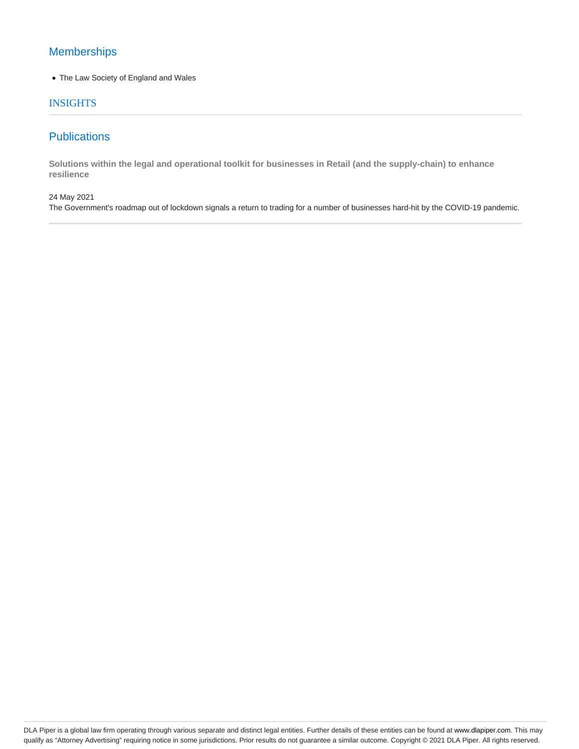## Memberships

- The Law Society of England and Wales

## INSIGHTS

## Publications

**Solutions within the legal and operational toolkit for businesses in Retail (and the supply-chain) to enhance resilience**

24 May 2021
The Government's roadmap out of lockdown signals a return to trading for a number of businesses hard-hit by the COVID-19 pandemic.

DLA Piper is a global law firm operating through various separate and distinct legal entities. Further details of these entities can be found at www.dlapiper.com. This may qualify as "Attorney Advertising" requiring notice in some jurisdictions. Prior results do not guarantee a similar outcome. Copyright © 2021 DLA Piper. All rights reserved.